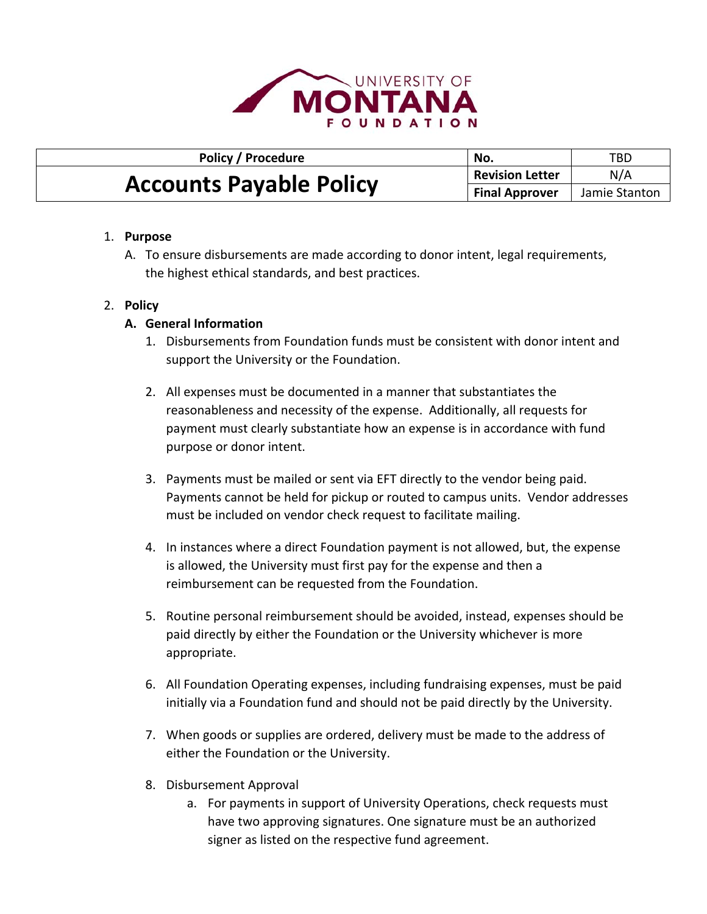UNIVERSITY OF MONTANA FOUNDATION

| Policy / Procedure | No. | TBD |
|---|---|---|
| **Accounts Payable Policy** | **Revision Letter** | N/A |
| | **Final Approver** | Jamie Stanton |

1. **Purpose**
   A. To ensure disbursements are made according to donor intent, legal requirements, the highest ethical standards, and best practices.

2. **Policy**
   **A. General Information**
   1. Disbursements from Foundation funds must be consistent with donor intent and support the University or the Foundation.

   2. All expenses must be documented in a manner that substantiates the reasonableness and necessity of the expense. Additionally, all requests for payment must clearly substantiate how an expense is in accordance with fund purpose or donor intent.

   3. Payments must be mailed or sent via EFT directly to the vendor being paid. Payments cannot be held for pickup or routed to campus units. Vendor addresses must be included on vendor check request to facilitate mailing.

   4. In instances where a direct Foundation payment is not allowed, but, the expense is allowed, the University must first pay for the expense and then a reimbursement can be requested from the Foundation.

   5. Routine personal reimbursement should be avoided, instead, expenses should be paid directly by either the Foundation or the University whichever is more appropriate.

   6. All Foundation Operating expenses, including fundraising expenses, must be paid initially via a Foundation fund and should not be paid directly by the University.

   7. When goods or supplies are ordered, delivery must be made to the address of either the Foundation or the University.

   8. Disbursement Approval
      a. For payments in support of University Operations, check requests must have two approving signatures. One signature must be an authorized signer as listed on the respective fund agreement.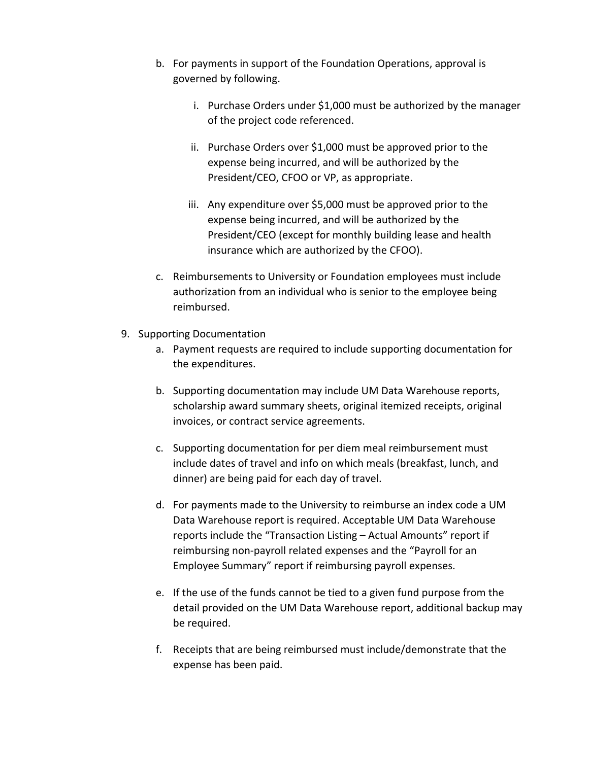b. For payments in support of the Foundation Operations, approval is governed by following.

    i. Purchase Orders under $1,000 must be authorized by the manager of the project code referenced.

    ii. Purchase Orders over $1,000 must be approved prior to the expense being incurred, and will be authorized by the President/CEO, CFOO or VP, as appropriate.

    iii. Any expenditure over $5,000 must be approved prior to the expense being incurred, and will be authorized by the President/CEO (except for monthly building lease and health insurance which are authorized by the CFOO).

c. Reimbursements to University or Foundation employees must include authorization from an individual who is senior to the employee being reimbursed.

9. Supporting Documentation

    a. Payment requests are required to include supporting documentation for the expenditures.

    b. Supporting documentation may include UM Data Warehouse reports, scholarship award summary sheets, original itemized receipts, original invoices, or contract service agreements.

    c. Supporting documentation for per diem meal reimbursement must include dates of travel and info on which meals (breakfast, lunch, and dinner) are being paid for each day of travel.

    d. For payments made to the University to reimburse an index code a UM Data Warehouse report is required. Acceptable UM Data Warehouse reports include the "Transaction Listing – Actual Amounts" report if reimbursing non-payroll related expenses and the "Payroll for an Employee Summary" report if reimbursing payroll expenses.

    e. If the use of the funds cannot be tied to a given fund purpose from the detail provided on the UM Data Warehouse report, additional backup may be required.

    f. Receipts that are being reimbursed must include/demonstrate that the expense has been paid.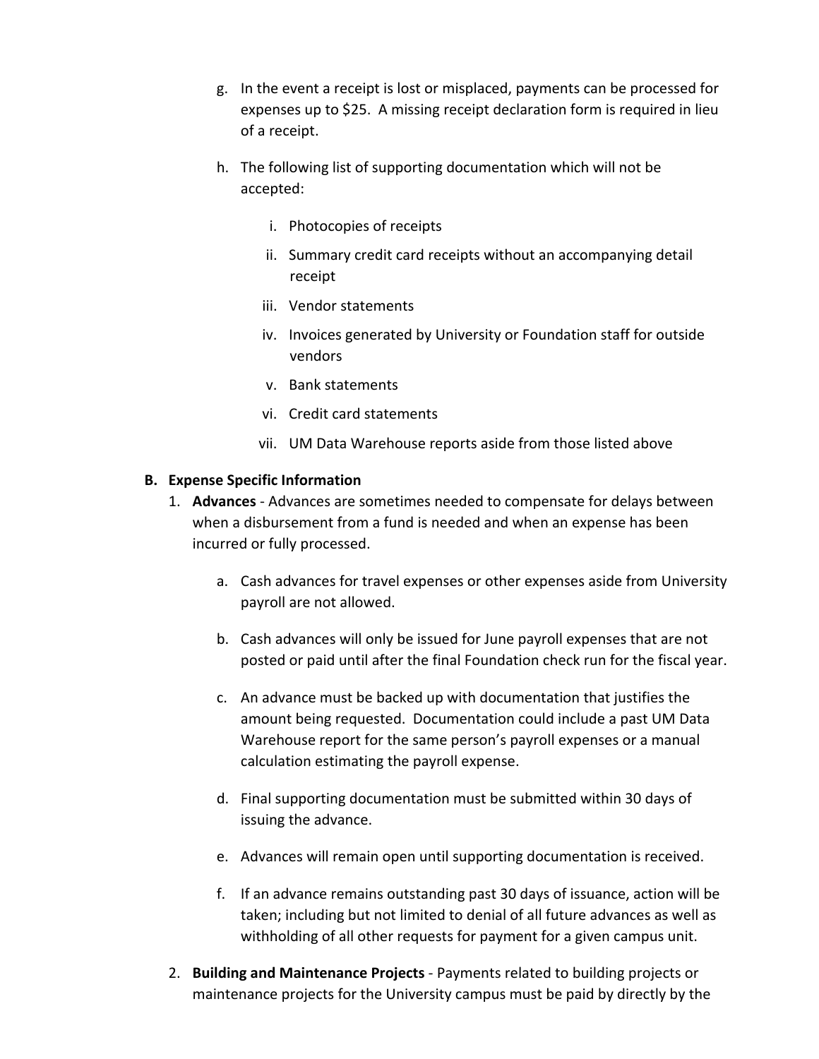g. In the event a receipt is lost or misplaced, payments can be processed for expenses up to $25. A missing receipt declaration form is required in lieu of a receipt.

h. The following list of supporting documentation which will not be accepted:

    i. Photocopies of receipts
    ii. Summary credit card receipts without an accompanying detail receipt
    iii. Vendor statements
    iv. Invoices generated by University or Foundation staff for outside vendors
    v. Bank statements
    vi. Credit card statements
    vii. UM Data Warehouse reports aside from those listed above

**B. Expense Specific Information**

1. **Advances** - Advances are sometimes needed to compensate for delays between when a disbursement from a fund is needed and when an expense has been incurred or fully processed.

    a. Cash advances for travel expenses or other expenses aside from University payroll are not allowed.

    b. Cash advances will only be issued for June payroll expenses that are not posted or paid until after the final Foundation check run for the fiscal year.

    c. An advance must be backed up with documentation that justifies the amount being requested. Documentation could include a past UM Data Warehouse report for the same person's payroll expenses or a manual calculation estimating the payroll expense.

    d. Final supporting documentation must be submitted within 30 days of issuing the advance.

    e. Advances will remain open until supporting documentation is received.

    f. If an advance remains outstanding past 30 days of issuance, action will be taken; including but not limited to denial of all future advances as well as withholding of all other requests for payment for a given campus unit.

2. **Building and Maintenance Projects** - Payments related to building projects or maintenance projects for the University campus must be paid by directly by the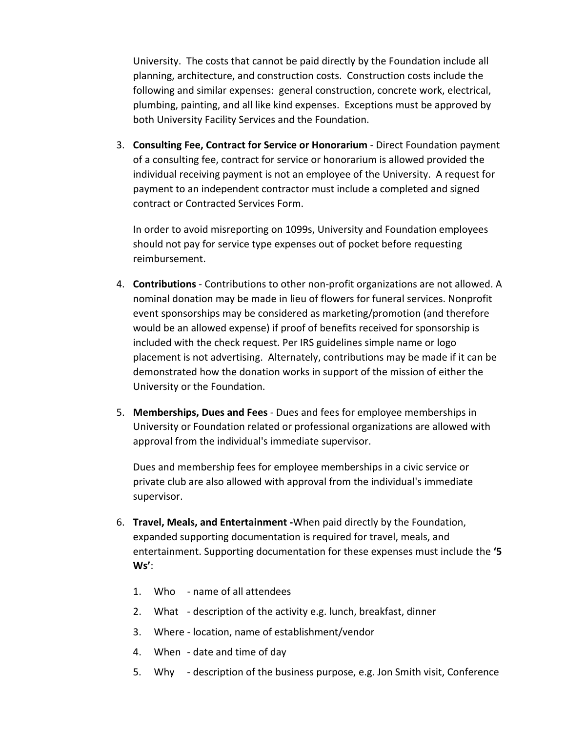University. The costs that cannot be paid directly by the Foundation include all planning, architecture, and construction costs. Construction costs include the following and similar expenses: general construction, concrete work, electrical, plumbing, painting, and all like kind expenses. Exceptions must be approved by both University Facility Services and the Foundation.

3. **Consulting Fee, Contract for Service or Honorarium** - Direct Foundation payment of a consulting fee, contract for service or honorarium is allowed provided the individual receiving payment is not an employee of the University. A request for payment to an independent contractor must include a completed and signed contract or Contracted Services Form.

   In order to avoid misreporting on 1099s, University and Foundation employees should not pay for service type expenses out of pocket before requesting reimbursement.

4. **Contributions** - Contributions to other non-profit organizations are not allowed. A nominal donation may be made in lieu of flowers for funeral services. Nonprofit event sponsorships may be considered as marketing/promotion (and therefore would be an allowed expense) if proof of benefits received for sponsorship is included with the check request. Per IRS guidelines simple name or logo placement is not advertising. Alternately, contributions may be made if it can be demonstrated how the donation works in support of the mission of either the University or the Foundation.

5. **Memberships, Dues and Fees** - Dues and fees for employee memberships in University or Foundation related or professional organizations are allowed with approval from the individual's immediate supervisor.

   Dues and membership fees for employee memberships in a civic service or private club are also allowed with approval from the individual's immediate supervisor.

6. **Travel, Meals, and Entertainment -** When paid directly by the Foundation, expanded supporting documentation is required for travel, meals, and entertainment. Supporting documentation for these expenses must include the **'5 Ws'**:

   1. Who - name of all attendees
   2. What - description of the activity e.g. lunch, breakfast, dinner
   3. Where - location, name of establishment/vendor
   4. When - date and time of day
   5. Why - description of the business purpose, e.g. Jon Smith visit, Conference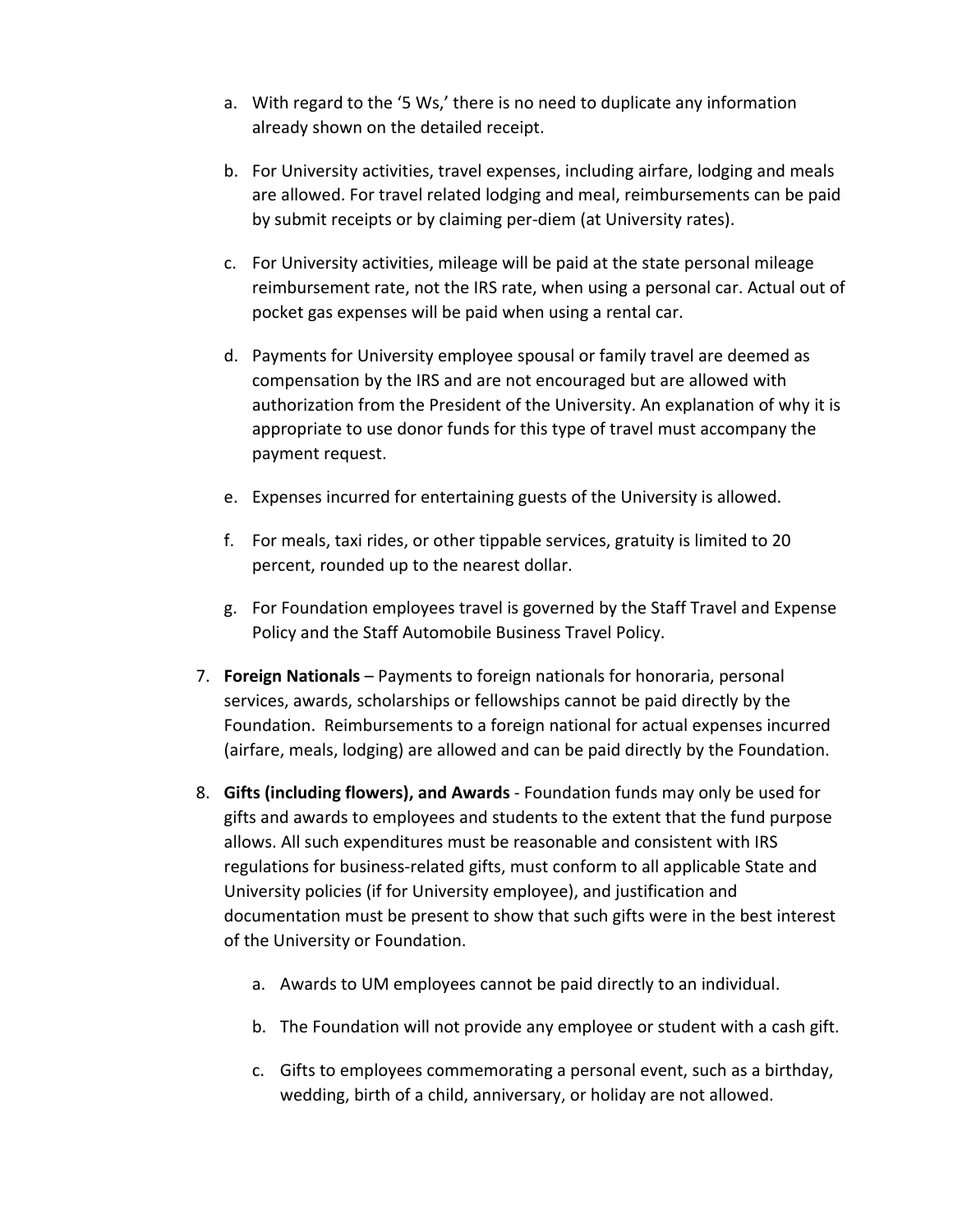a. With regard to the '5 Ws,' there is no need to duplicate any information already shown on the detailed receipt.

b. For University activities, travel expenses, including airfare, lodging and meals are allowed. For travel related lodging and meal, reimbursements can be paid by submit receipts or by claiming per-diem (at University rates).

c. For University activities, mileage will be paid at the state personal mileage reimbursement rate, not the IRS rate, when using a personal car. Actual out of pocket gas expenses will be paid when using a rental car.

d. Payments for University employee spousal or family travel are deemed as compensation by the IRS and are not encouraged but are allowed with authorization from the President of the University. An explanation of why it is appropriate to use donor funds for this type of travel must accompany the payment request.

e. Expenses incurred for entertaining guests of the University is allowed.

f. For meals, taxi rides, or other tippable services, gratuity is limited to 20 percent, rounded up to the nearest dollar.

g. For Foundation employees travel is governed by the Staff Travel and Expense Policy and the Staff Automobile Business Travel Policy.

7. **Foreign Nationals** – Payments to foreign nationals for honoraria, personal services, awards, scholarships or fellowships cannot be paid directly by the Foundation. Reimbursements to a foreign national for actual expenses incurred (airfare, meals, lodging) are allowed and can be paid directly by the Foundation.

8. **Gifts (including flowers), and Awards** - Foundation funds may only be used for gifts and awards to employees and students to the extent that the fund purpose allows. All such expenditures must be reasonable and consistent with IRS regulations for business-related gifts, must conform to all applicable State and University policies (if for University employee), and justification and documentation must be present to show that such gifts were in the best interest of the University or Foundation.

   a. Awards to UM employees cannot be paid directly to an individual.

   b. The Foundation will not provide any employee or student with a cash gift.

   c. Gifts to employees commemorating a personal event, such as a birthday, wedding, birth of a child, anniversary, or holiday are not allowed.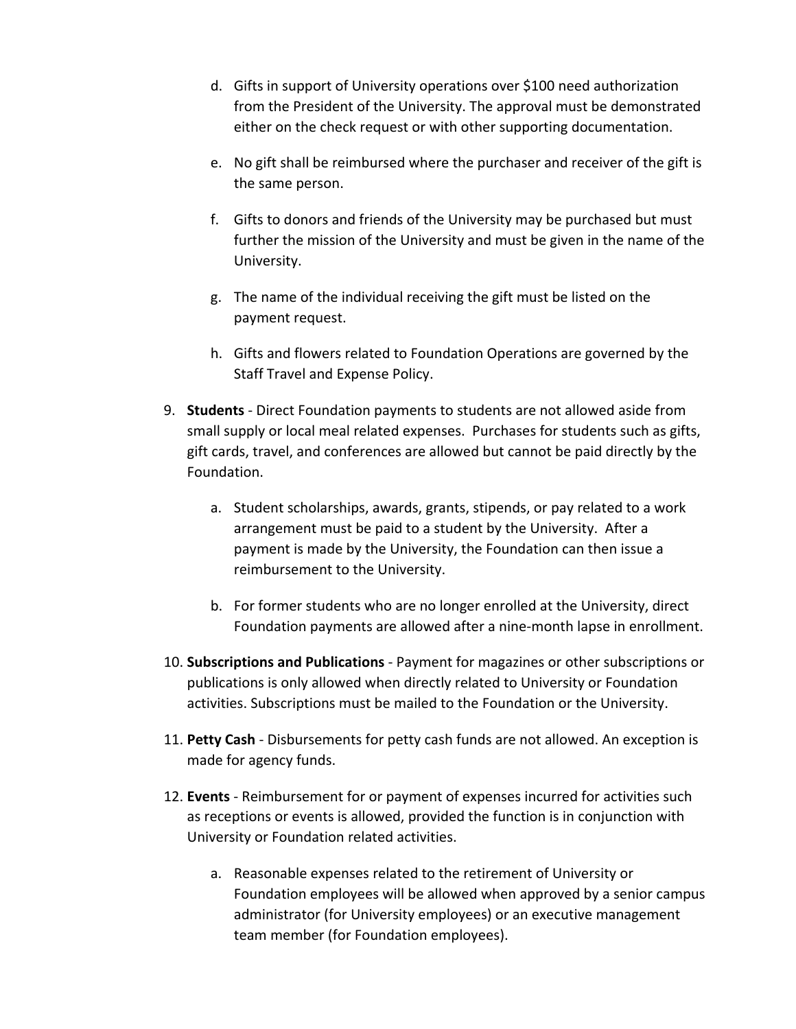d. Gifts in support of University operations over $100 need authorization from the President of the University. The approval must be demonstrated either on the check request or with other supporting documentation.

   e. No gift shall be reimbursed where the purchaser and receiver of the gift is the same person.

   f. Gifts to donors and friends of the University may be purchased but must further the mission of the University and must be given in the name of the University.

   g. The name of the individual receiving the gift must be listed on the payment request.

   h. Gifts and flowers related to Foundation Operations are governed by the Staff Travel and Expense Policy.

9. **Students** - Direct Foundation payments to students are not allowed aside from small supply or local meal related expenses. Purchases for students such as gifts, gift cards, travel, and conferences are allowed but cannot be paid directly by the Foundation.

   a. Student scholarships, awards, grants, stipends, or pay related to a work arrangement must be paid to a student by the University. After a payment is made by the University, the Foundation can then issue a reimbursement to the University.

   b. For former students who are no longer enrolled at the University, direct Foundation payments are allowed after a nine-month lapse in enrollment.

10. **Subscriptions and Publications** - Payment for magazines or other subscriptions or publications is only allowed when directly related to University or Foundation activities. Subscriptions must be mailed to the Foundation or the University.

11. **Petty Cash** - Disbursements for petty cash funds are not allowed. An exception is made for agency funds.

12. **Events** - Reimbursement for or payment of expenses incurred for activities such as receptions or events is allowed, provided the function is in conjunction with University or Foundation related activities.

    a. Reasonable expenses related to the retirement of University or Foundation employees will be allowed when approved by a senior campus administrator (for University employees) or an executive management team member (for Foundation employees).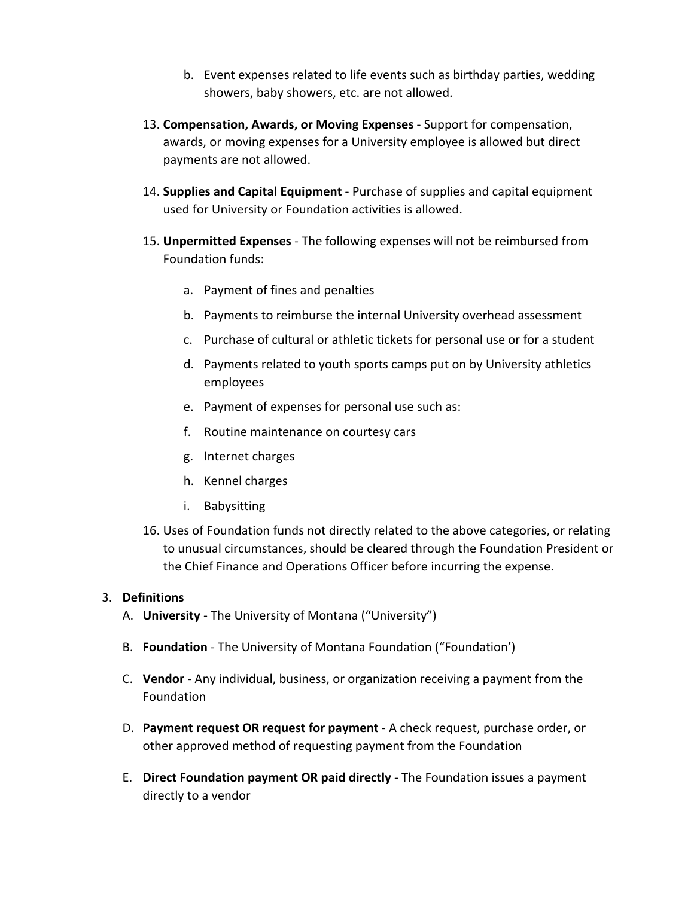b. Event expenses related to life events such as birthday parties, wedding showers, baby showers, etc. are not allowed.

13. **Compensation, Awards, or Moving Expenses** - Support for compensation, awards, or moving expenses for a University employee is allowed but direct payments are not allowed.

14. **Supplies and Capital Equipment** - Purchase of supplies and capital equipment used for University or Foundation activities is allowed.

15. **Unpermitted Expenses** - The following expenses will not be reimbursed from Foundation funds:

    a. Payment of fines and penalties

    b. Payments to reimburse the internal University overhead assessment

    c. Purchase of cultural or athletic tickets for personal use or for a student

    d. Payments related to youth sports camps put on by University athletics employees

    e. Payment of expenses for personal use such as:

    f. Routine maintenance on courtesy cars

    g. Internet charges

    h. Kennel charges

    i. Babysitting

16. Uses of Foundation funds not directly related to the above categories, or relating to unusual circumstances, should be cleared through the Foundation President or the Chief Finance and Operations Officer before incurring the expense.

3. **Definitions**

   A. **University** - The University of Montana ("University")

   B. **Foundation** - The University of Montana Foundation ("Foundation')

   C. **Vendor** - Any individual, business, or organization receiving a payment from the Foundation

   D. **Payment request OR request for payment** - A check request, purchase order, or other approved method of requesting payment from the Foundation

   E. **Direct Foundation payment OR paid directly** - The Foundation issues a payment directly to a vendor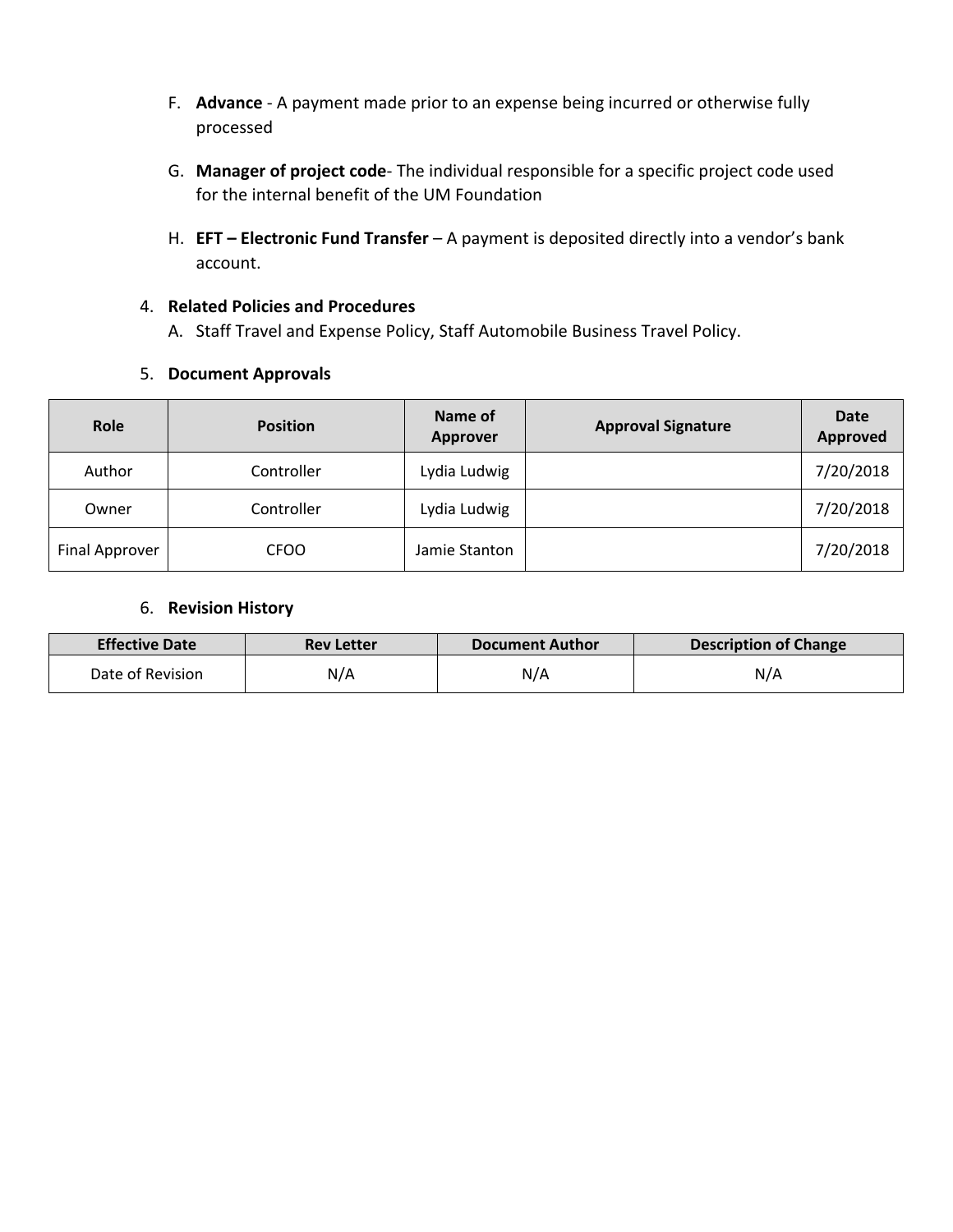F. **Advance** - A payment made prior to an expense being incurred or otherwise fully processed

G. **Manager of project code**- The individual responsible for a specific project code used for the internal benefit of the UM Foundation

H. **EFT – Electronic Fund Transfer** – A payment is deposited directly into a vendor's bank account.

4. **Related Policies and Procedures**

   A. Staff Travel and Expense Policy, Staff Automobile Business Travel Policy.

5. **Document Approvals**

| Role | Position | Name of Approver | Approval Signature | Date Approved |
|---|---|---|---|---|
| Author | Controller | Lydia Ludwig | | 7/20/2018 |
| Owner | Controller | Lydia Ludwig | | 7/20/2018 |
| Final Approver | CFOO | Jamie Stanton | | 7/20/2018 |

6. **Revision History**

| Effective Date | Rev Letter | Document Author | Description of Change |
|---|---|---|---|
| Date of Revision | N/A | N/A | N/A |